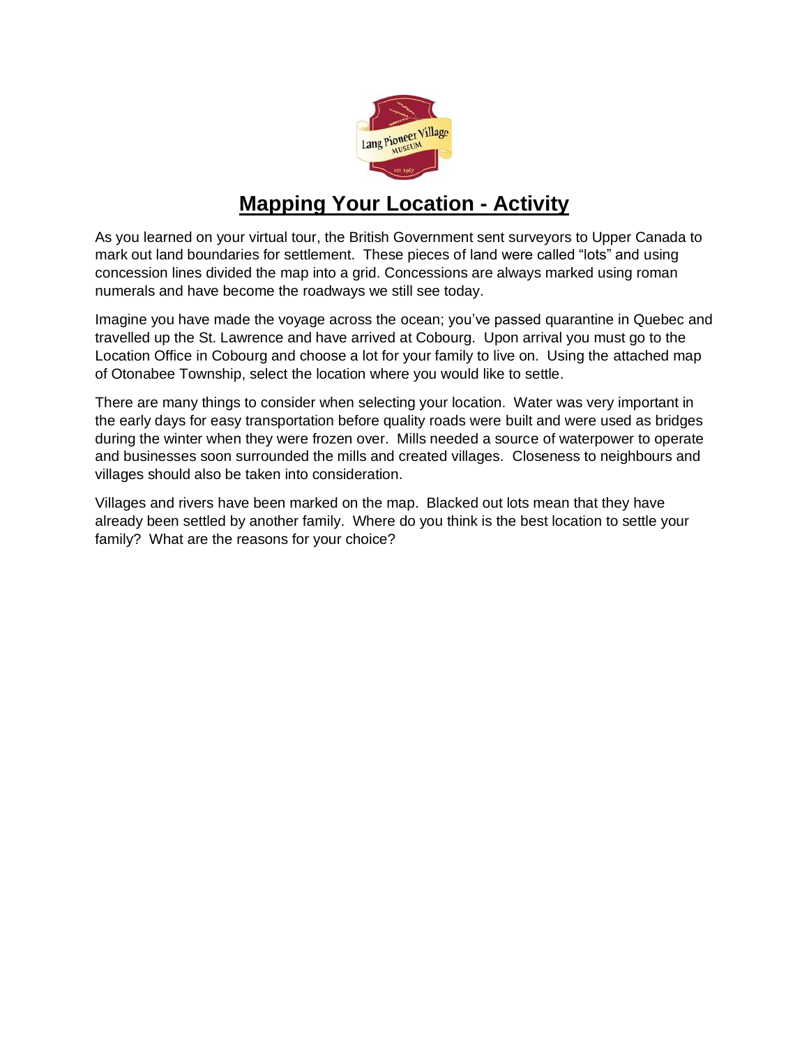# Mapping Your Location - Activity

As you learned on your virtual tour, the British Government sent surveyors to Upper Canada to mark out land boundaries for settlement. These pieces of land were called "lots" and using concession lines divided the map into a grid. Concessions are always marked using roman numerals and have become the roadways we still see today.

Imagine you have made the voyage across the ocean; you've passed quarantine in Quebec and travelled up the St. Lawrence and have arrived at Cobourg. Upon arrival you must go to the Location Office in Cobourg and choose a lot for your family to live on. Using the attached map of Otonabee Township, select the location where you would like to settle.

There are many things to consider when selecting your location. Water was very important in the early days for easy transportation before quality roads were built and were used as bridges during the winter when they were frozen over. Mills needed a source of waterpower to operate and businesses soon surrounded the mills and created villages. Closeness to neighbours and villages should also be taken into consideration.

Villages and rivers have been marked on the map. Blacked out lots mean that they have already been settled by another family. Where do you think is the best location to settle your family? What are the reasons for your choice?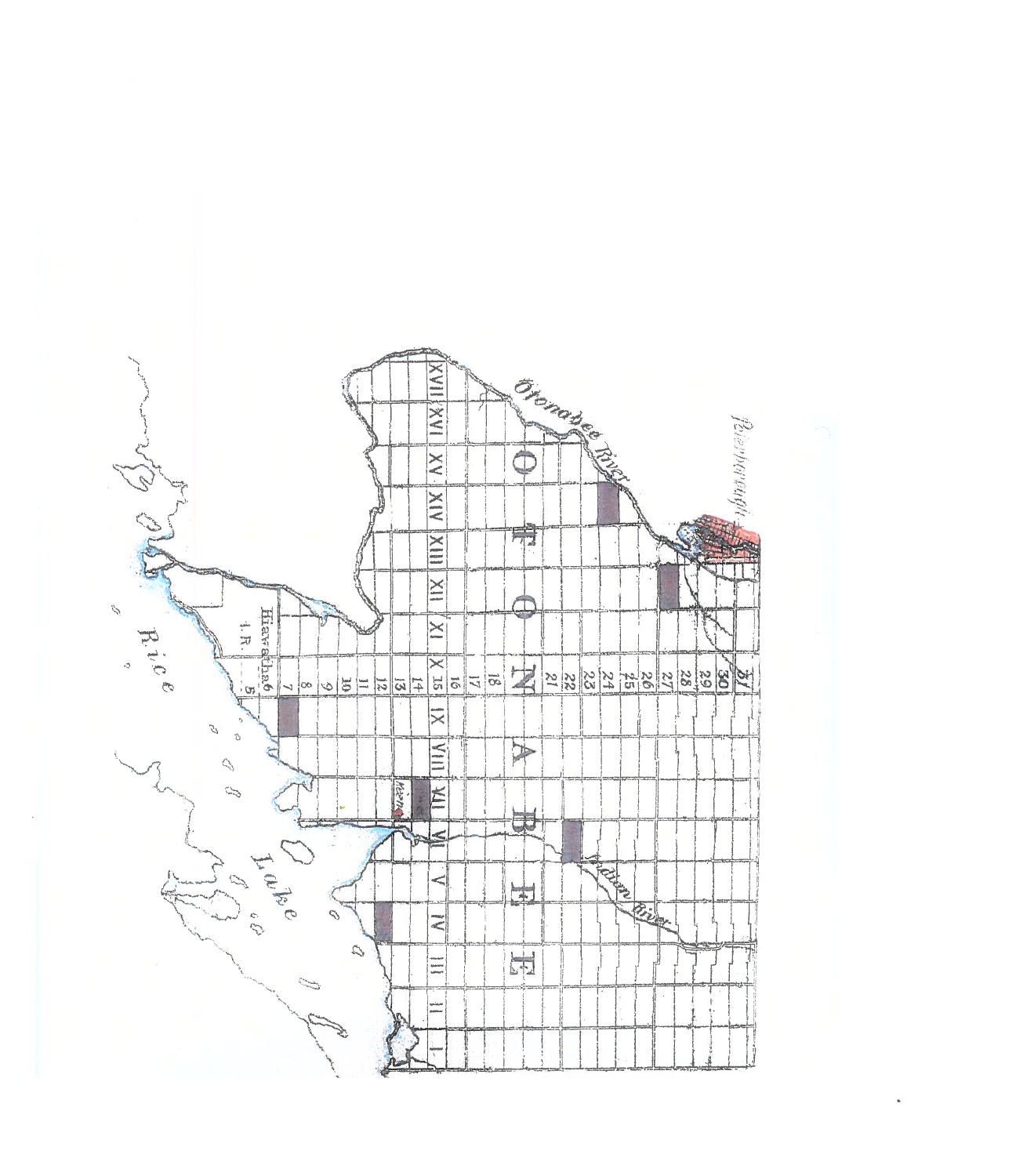Peterborough

Otonabee River

O T O N A B E E

Indian River

Rice Lake

Hiawatha

I.R.

Keene

XVIII XVI XV XIV XIII XII XI X IX VIII VII VI V IV III II I

31 30 29 28 27 26 25 24 23 22 21 18 17 16 15 14 13 12 11 10 9 8 7 6 5